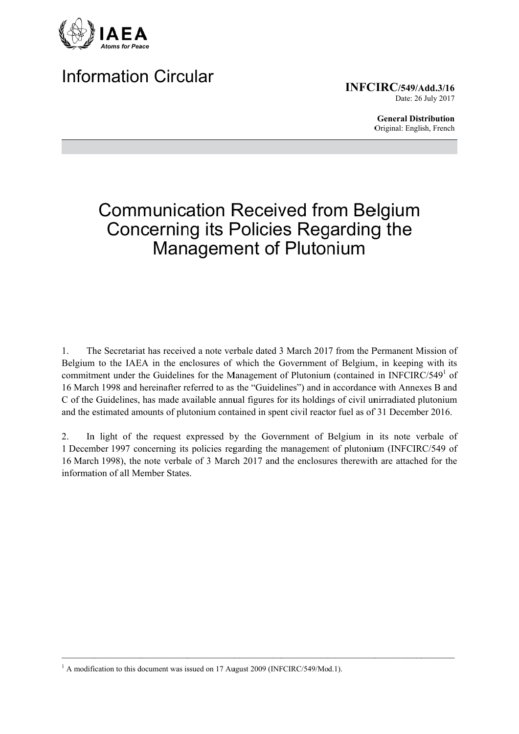IAEA

*Atoms for Peace*

# Information Circular

**INFCIRC/549/Add.3/16**
Date: 26 July 2017

**General Distribution**
Original: English, French

# Communication Received from Belgium Concerning its Policies Regarding the Management of Plutonium

1. The Secretariat has received a note verbale dated 3 March 2017 from the Permanent Mission of Belgium to the IAEA in the enclosures of which the Government of Belgium, in keeping with its commitment under the Guidelines for the Management of Plutonium (contained in INFCIRC/549[1] of 16 March 1998 and hereinafter referred to as the "Guidelines") and in accordance with Annexes B and C of the Guidelines, has made available annual figures for its holdings of civil unirradiated plutonium and the estimated amounts of plutonium contained in spent civil reactor fuel as of 31 December 2016.

2. In light of the request expressed by the Government of Belgium in its note verbale of 1 December 1997 concerning its policies regarding the management of plutonium (INFCIRC/549 of 16 March 1998), the note verbale of 3 March 2017 and the enclosures therewith are attached for the information of all Member States.

[1] A modification to this document was issued on 17 August 2009 (INFCIRC/549/Mod.1).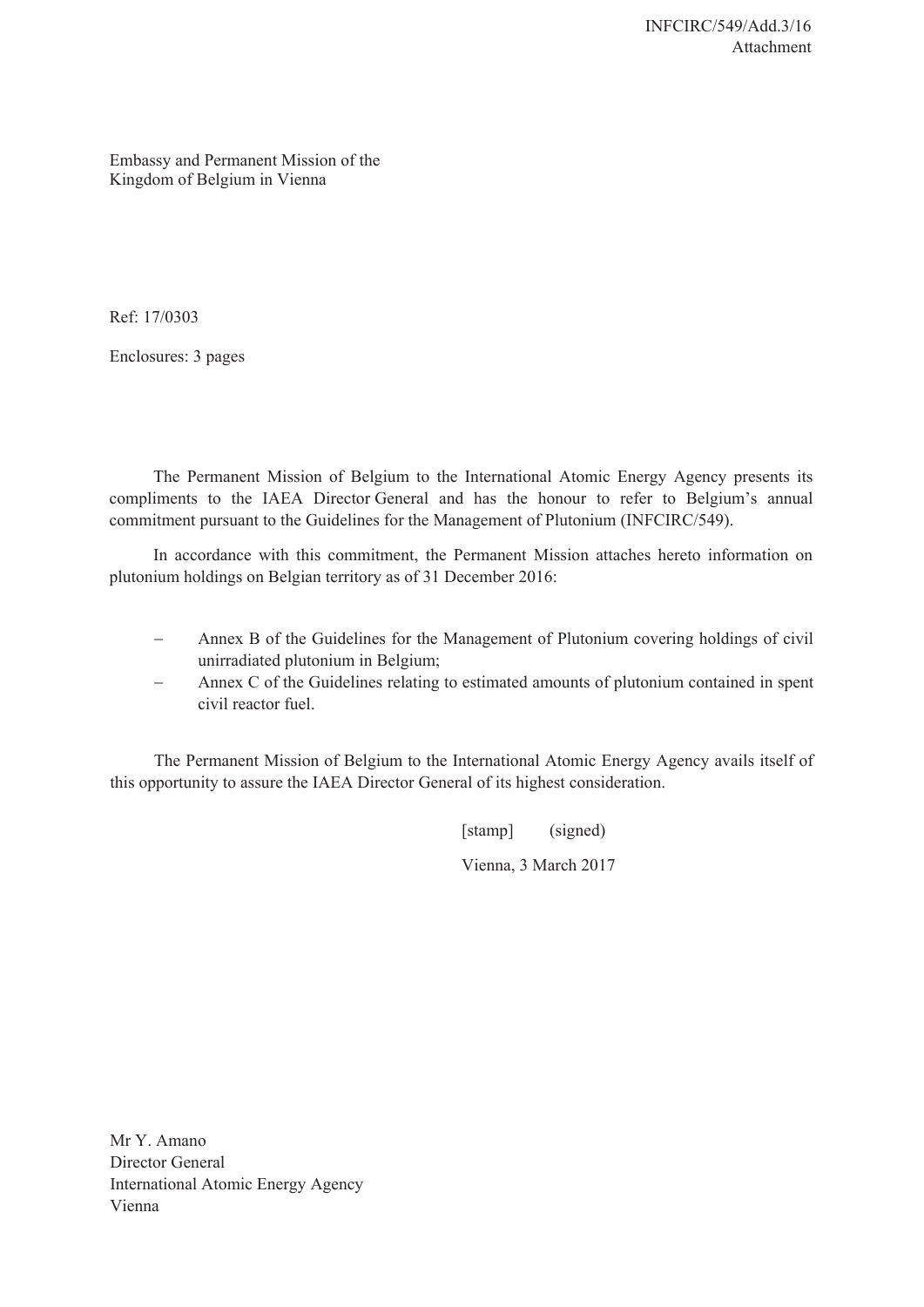Embassy and Permanent Mission of the
Kingdom of Belgium in Vienna

Ref: 17/0303

Enclosures: 3 pages

The Permanent Mission of Belgium to the International Atomic Energy Agency presents its compliments to the IAEA Director General and has the honour to refer to Belgium's annual commitment pursuant to the Guidelines for the Management of Plutonium (INFCIRC/549).

In accordance with this commitment, the Permanent Mission attaches hereto information on plutonium holdings on Belgian territory as of 31 December 2016:

- Annex B of the Guidelines for the Management of Plutonium covering holdings of civil unirradiated plutonium in Belgium;
- Annex C of the Guidelines relating to estimated amounts of plutonium contained in spent civil reactor fuel.

The Permanent Mission of Belgium to the International Atomic Energy Agency avails itself of this opportunity to assure the IAEA Director General of its highest consideration.

[stamp] (signed)

Vienna, 3 March 2017

Mr Y. Amano
Director General
International Atomic Energy Agency
Vienna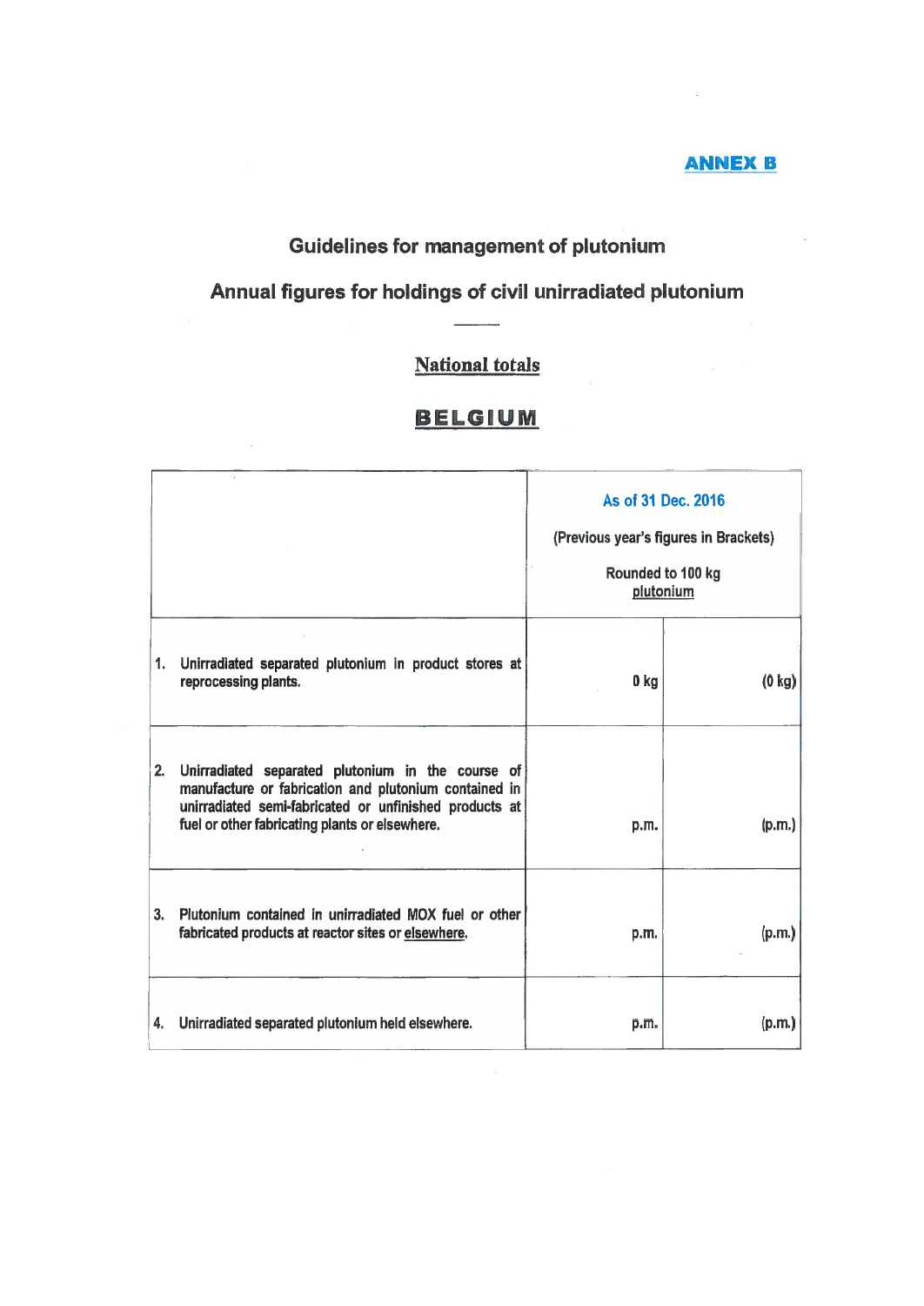**ANNEX B**

## Guidelines for management of plutonium

## Annual figures for holdings of civil unirradiated plutonium

**National totals**

# BELGIUM

| | As of 31 Dec. 2016 (Previous year's figures in Brackets) Rounded to 100 kg plutonium | |
|---|---|---|
| 1. Unirradiated separated plutonium in product stores at reprocessing plants. | 0 kg | (0 kg) |
| 2. Unirradiated separated plutonium in the course of manufacture or fabrication and plutonium contained in unirradiated semi-fabricated or unfinished products at fuel or other fabricating plants or elsewhere. | p.m. | (p.m.) |
| 3. Plutonium contained in unirradiated MOX fuel or other fabricated products at reactor sites or elsewhere. | p.m. | (p.m.) |
| 4. Unirradiated separated plutonium held elsewhere. | p.m. | (p.m.) |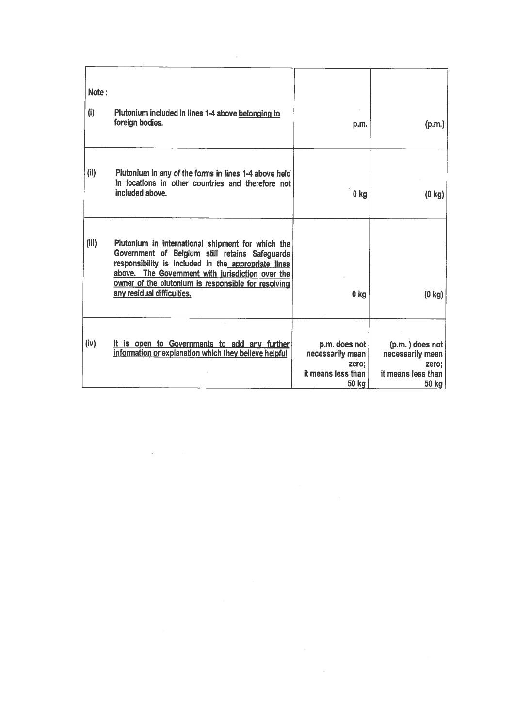| Note : | | | |
|---|---|---|---|
| (i) | Plutonium included in lines 1-4 above <u>belonging to</u> foreign bodies. | p.m. | (p.m.) |
| (ii) | Plutonium in any of the forms in lines 1-4 above held in locations in other countries and therefore not included above. | 0 kg | (0 kg) |
| (iii) | Plutonium in international shipment for which the Government of Belgium still retains Safeguards responsibility is included in the <u>appropriate lines above. The Government with jurisdiction over the owner of the plutonium is responsible for resolving any residual difficulties.</u> | 0 kg | (0 kg) |
| (iv) | <u>It is open to Governments to add any further information or explanation which they believe helpful</u> | p.m. does not necessarily mean zero; it means less than 50 kg | (p.m. ) does not necessarily mean zero; it means less than 50 kg |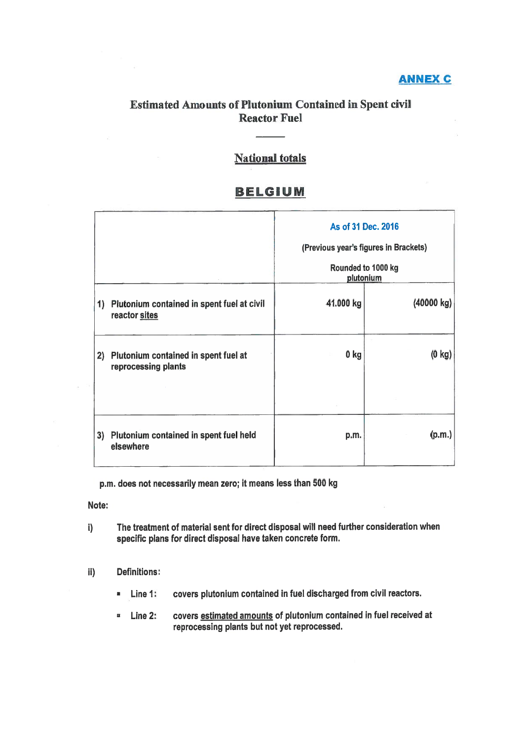**ANNEX C**

# Estimated Amounts of Plutonium Contained in Spent civil Reactor Fuel

## National totals

## BELGIUM

| | As of 31 Dec. 2016 (Previous year's figures in Brackets) Rounded to 1000 kg plutonium | |
|---|---|---|
| 1) Plutonium contained in spent fuel at civil reactor sites | 41.000 kg | (40000 kg) |
| 2) Plutonium contained in spent fuel at reprocessing plants | 0 kg | (0 kg) |
| 3) Plutonium contained in spent fuel held elsewhere | p.m. | (p.m.) |

p.m. does not necessarily mean zero; it means less than 500 kg

Note:

i) The treatment of material sent for direct disposal will need further consideration when specific plans for direct disposal have taken concrete form.

ii) Definitions:

- Line 1: covers plutonium contained in fuel discharged from civil reactors.
- Line 2: covers estimated amounts of plutonium contained in fuel received at reprocessing plants but not yet reprocessed.